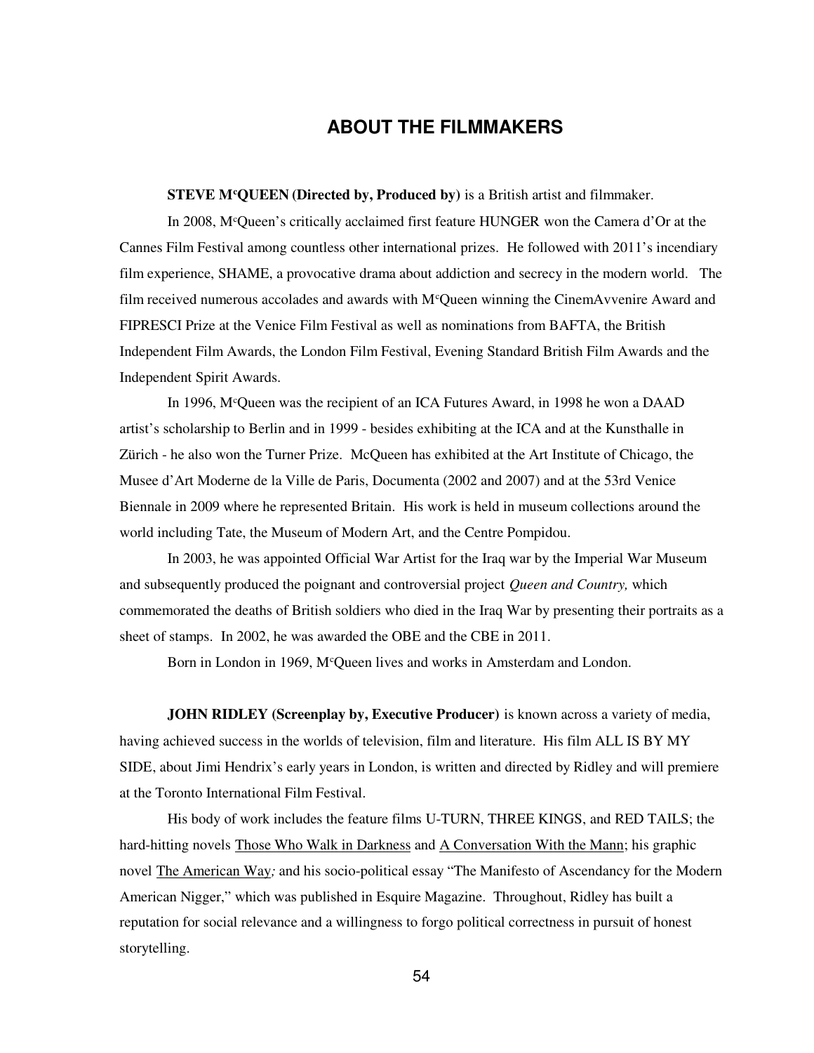# ABOUT THE FILMMAKERS

**STEVE McQUEEN (Directed by, Produced by)** is a British artist and filmmaker.

In 2008, McQueen's critically acclaimed first feature HUNGER won the Camera d'Or at the Cannes Film Festival among countless other international prizes. He followed with 2011's incendiary film experience, SHAME, a provocative drama about addiction and secrecy in the modern world. The film received numerous accolades and awards with McQueen winning the CinemAvvenire Award and FIPRESCI Prize at the Venice Film Festival as well as nominations from BAFTA, the British Independent Film Awards, the London Film Festival, Evening Standard British Film Awards and the Independent Spirit Awards.

In 1996, McQueen was the recipient of an ICA Futures Award, in 1998 he won a DAAD artist's scholarship to Berlin and in 1999 - besides exhibiting at the ICA and at the Kunsthalle in Zürich - he also won the Turner Prize. McQueen has exhibited at the Art Institute of Chicago, the Musee d'Art Moderne de la Ville de Paris, Documenta (2002 and 2007) and at the 53rd Venice Biennale in 2009 where he represented Britain. His work is held in museum collections around the world including Tate, the Museum of Modern Art, and the Centre Pompidou.

In 2003, he was appointed Official War Artist for the Iraq war by the Imperial War Museum and subsequently produced the poignant and controversial project *Queen and Country,* which commemorated the deaths of British soldiers who died in the Iraq War by presenting their portraits as a sheet of stamps. In 2002, he was awarded the OBE and the CBE in 2011.

Born in London in 1969, McQueen lives and works in Amsterdam and London.

**JOHN RIDLEY (Screenplay by, Executive Producer)** is known across a variety of media, having achieved success in the worlds of television, film and literature. His film ALL IS BY MY SIDE, about Jimi Hendrix's early years in London, is written and directed by Ridley and will premiere at the Toronto International Film Festival.

His body of work includes the feature films U-TURN, THREE KINGS, and RED TAILS; the hard-hitting novels Those Who Walk in Darkness and A Conversation With the Mann; his graphic novel The American Way*;* and his socio-political essay "The Manifesto of Ascendancy for the Modern American Nigger," which was published in Esquire Magazine. Throughout, Ridley has built a reputation for social relevance and a willingness to forgo political correctness in pursuit of honest storytelling.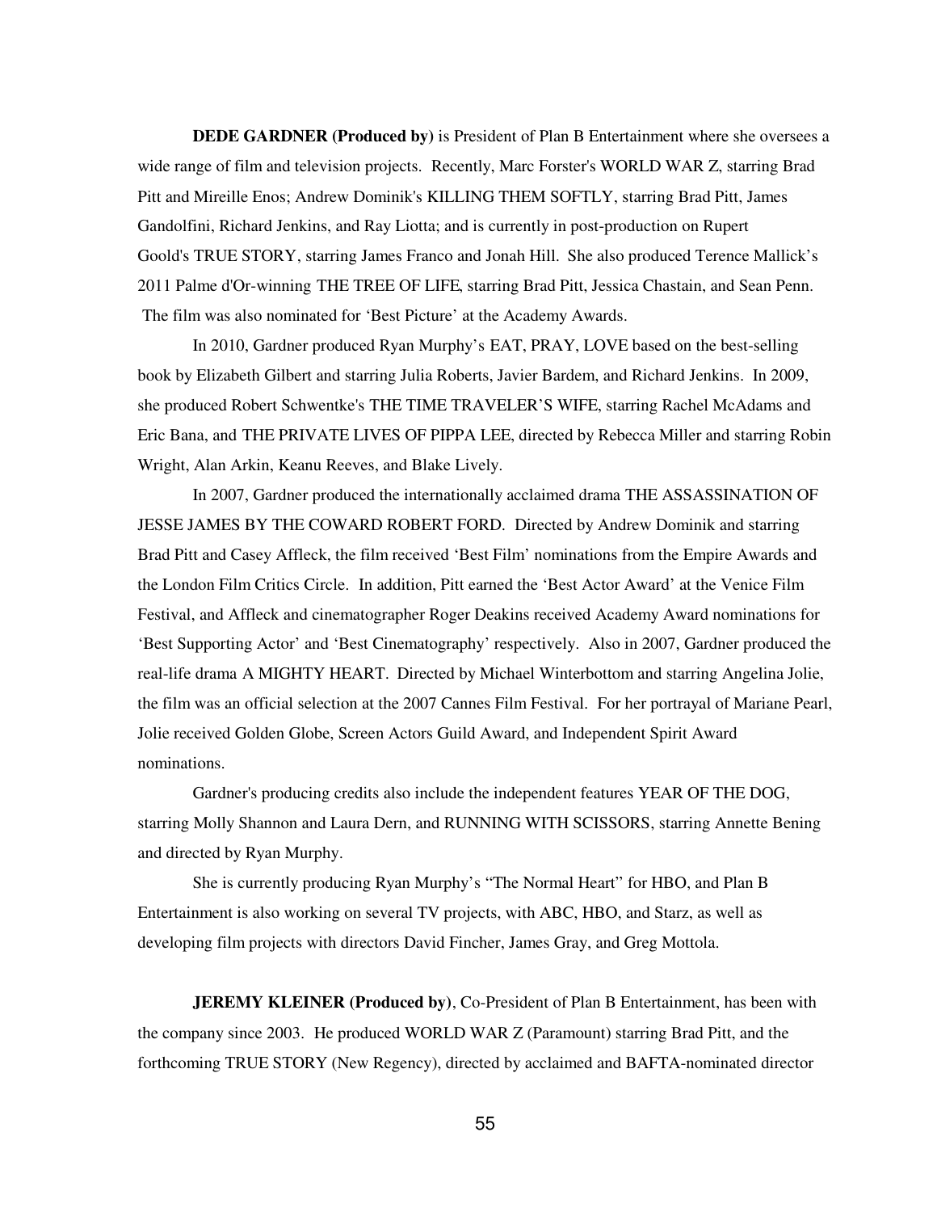**DEDE GARDNER (Produced by)** is President of Plan B Entertainment where she oversees a wide range of film and television projects. Recently, Marc Forster's WORLD WAR Z, starring Brad Pitt and Mireille Enos; Andrew Dominik's KILLING THEM SOFTLY, starring Brad Pitt, James Gandolfini, Richard Jenkins, and Ray Liotta; and is currently in post-production on Rupert Goold's TRUE STORY, starring James Franco and Jonah Hill. She also produced Terence Mallick's 2011 Palme d'Or-winning THE TREE OF LIFE, starring Brad Pitt, Jessica Chastain, and Sean Penn. The film was also nominated for 'Best Picture' at the Academy Awards.

In 2010, Gardner produced Ryan Murphy's EAT, PRAY, LOVE based on the best-selling book by Elizabeth Gilbert and starring Julia Roberts, Javier Bardem, and Richard Jenkins. In 2009, she produced Robert Schwentke's THE TIME TRAVELER'S WIFE, starring Rachel McAdams and Eric Bana, and THE PRIVATE LIVES OF PIPPA LEE, directed by Rebecca Miller and starring Robin Wright, Alan Arkin, Keanu Reeves, and Blake Lively.

In 2007, Gardner produced the internationally acclaimed drama THE ASSASSINATION OF JESSE JAMES BY THE COWARD ROBERT FORD. Directed by Andrew Dominik and starring Brad Pitt and Casey Affleck, the film received 'Best Film' nominations from the Empire Awards and the London Film Critics Circle. In addition, Pitt earned the 'Best Actor Award' at the Venice Film Festival, and Affleck and cinematographer Roger Deakins received Academy Award nominations for 'Best Supporting Actor' and 'Best Cinematography' respectively. Also in 2007, Gardner produced the real-life drama A MIGHTY HEART. Directed by Michael Winterbottom and starring Angelina Jolie, the film was an official selection at the 2007 Cannes Film Festival. For her portrayal of Mariane Pearl, Jolie received Golden Globe, Screen Actors Guild Award, and Independent Spirit Award nominations.

Gardner's producing credits also include the independent features YEAR OF THE DOG, starring Molly Shannon and Laura Dern, and RUNNING WITH SCISSORS, starring Annette Bening and directed by Ryan Murphy.

She is currently producing Ryan Murphy's "The Normal Heart" for HBO, and Plan B Entertainment is also working on several TV projects, with ABC, HBO, and Starz, as well as developing film projects with directors David Fincher, James Gray, and Greg Mottola.

**JEREMY KLEINER (Produced by)**, Co-President of Plan B Entertainment, has been with the company since 2003. He produced WORLD WAR Z (Paramount) starring Brad Pitt, and the forthcoming TRUE STORY (New Regency), directed by acclaimed and BAFTA-nominated director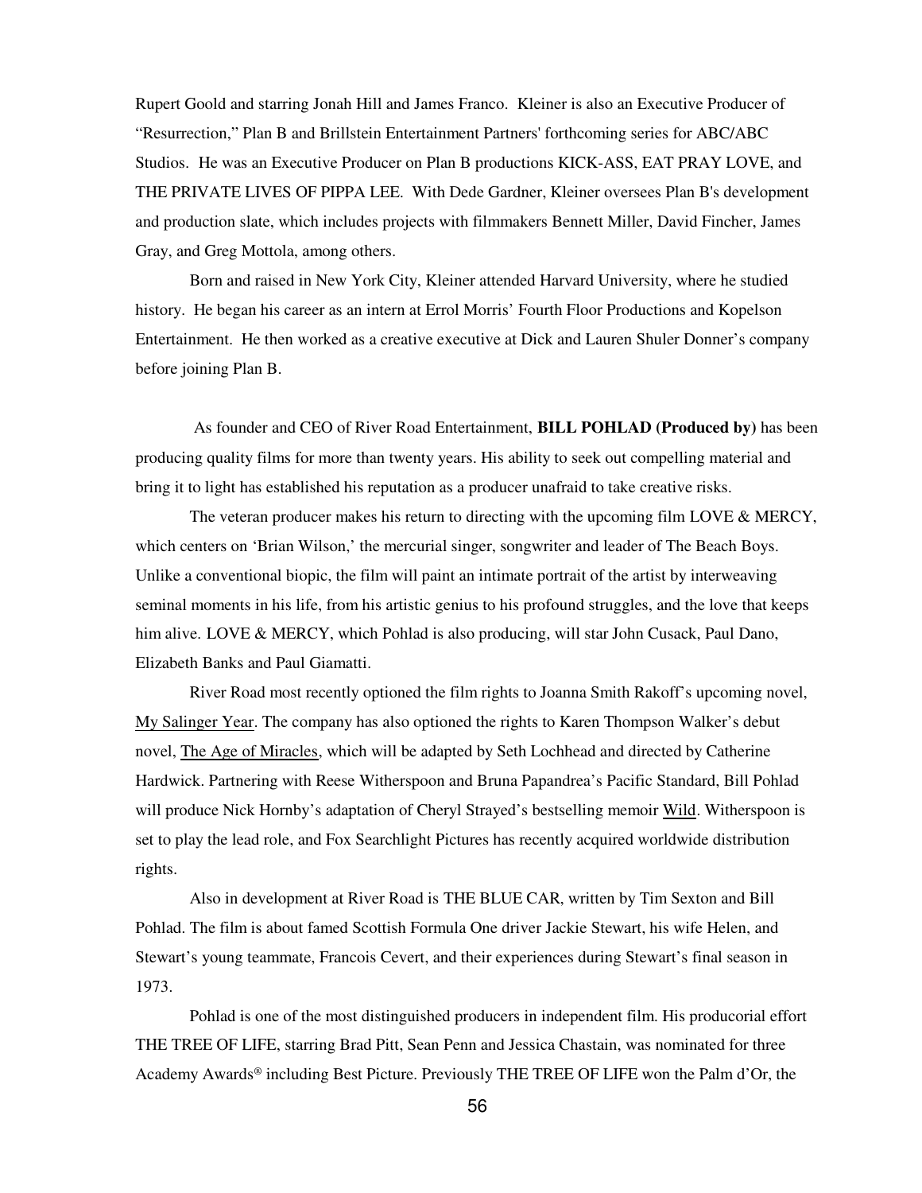Rupert Goold and starring Jonah Hill and James Franco. Kleiner is also an Executive Producer of "Resurrection," Plan B and Brillstein Entertainment Partners' forthcoming series for ABC/ABC Studios. He was an Executive Producer on Plan B productions KICK-ASS, EAT PRAY LOVE, and THE PRIVATE LIVES OF PIPPA LEE. With Dede Gardner, Kleiner oversees Plan B's development and production slate, which includes projects with filmmakers Bennett Miller, David Fincher, James Gray, and Greg Mottola, among others.

Born and raised in New York City, Kleiner attended Harvard University, where he studied history. He began his career as an intern at Errol Morris' Fourth Floor Productions and Kopelson Entertainment. He then worked as a creative executive at Dick and Lauren Shuler Donner's company before joining Plan B.

As founder and CEO of River Road Entertainment, **BILL POHLAD (Produced by)** has been producing quality films for more than twenty years. His ability to seek out compelling material and bring it to light has established his reputation as a producer unafraid to take creative risks.

The veteran producer makes his return to directing with the upcoming film LOVE & MERCY, which centers on 'Brian Wilson,' the mercurial singer, songwriter and leader of The Beach Boys. Unlike a conventional biopic, the film will paint an intimate portrait of the artist by interweaving seminal moments in his life, from his artistic genius to his profound struggles, and the love that keeps him alive. LOVE & MERCY, which Pohlad is also producing, will star John Cusack, Paul Dano, Elizabeth Banks and Paul Giamatti.

River Road most recently optioned the film rights to Joanna Smith Rakoff's upcoming novel, <u>My Salinger Year</u>. The company has also optioned the rights to Karen Thompson Walker's debut novel, <u>The Age of Miracles</u>, which will be adapted by Seth Lochhead and directed by Catherine Hardwick. Partnering with Reese Witherspoon and Bruna Papandrea's Pacific Standard, Bill Pohlad will produce Nick Hornby's adaptation of Cheryl Strayed's bestselling memoir <u>Wild</u>. Witherspoon is set to play the lead role, and Fox Searchlight Pictures has recently acquired worldwide distribution rights.

Also in development at River Road is THE BLUE CAR, written by Tim Sexton and Bill Pohlad. The film is about famed Scottish Formula One driver Jackie Stewart, his wife Helen, and Stewart's young teammate, Francois Cevert, and their experiences during Stewart's final season in 1973.

Pohlad is one of the most distinguished producers in independent film. His producorial effort THE TREE OF LIFE, starring Brad Pitt, Sean Penn and Jessica Chastain, was nominated for three Academy Awards® including Best Picture. Previously THE TREE OF LIFE won the Palm d'Or, the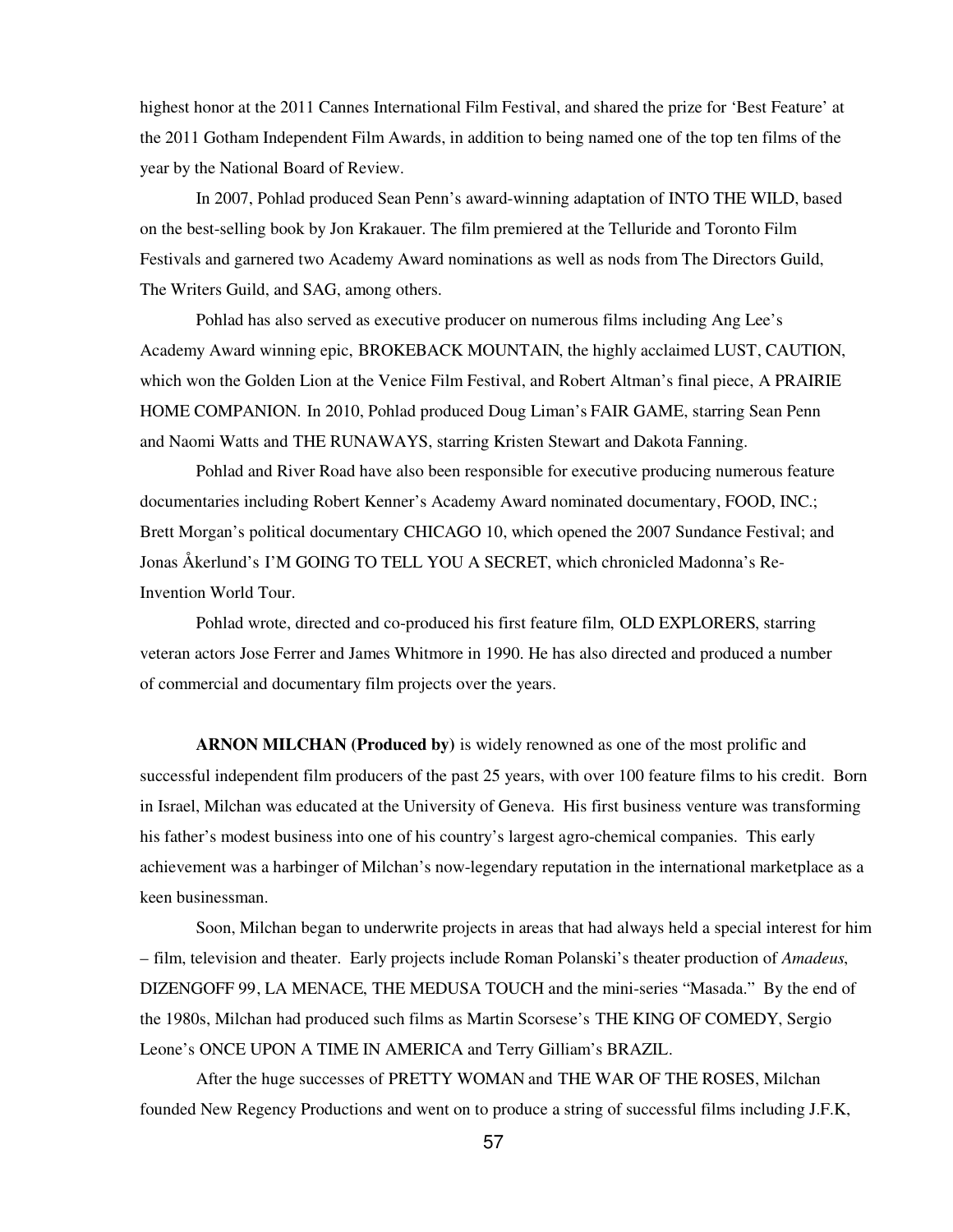highest honor at the 2011 Cannes International Film Festival, and shared the prize for 'Best Feature' at the 2011 Gotham Independent Film Awards, in addition to being named one of the top ten films of the year by the National Board of Review.

In 2007, Pohlad produced Sean Penn's award-winning adaptation of INTO THE WILD, based on the best-selling book by Jon Krakauer. The film premiered at the Telluride and Toronto Film Festivals and garnered two Academy Award nominations as well as nods from The Directors Guild, The Writers Guild, and SAG, among others.

Pohlad has also served as executive producer on numerous films including Ang Lee's Academy Award winning epic, BROKEBACK MOUNTAIN, the highly acclaimed LUST, CAUTION, which won the Golden Lion at the Venice Film Festival, and Robert Altman's final piece, A PRAIRIE HOME COMPANION. In 2010, Pohlad produced Doug Liman's FAIR GAME, starring Sean Penn and Naomi Watts and THE RUNAWAYS, starring Kristen Stewart and Dakota Fanning.

Pohlad and River Road have also been responsible for executive producing numerous feature documentaries including Robert Kenner's Academy Award nominated documentary, FOOD, INC.; Brett Morgan's political documentary CHICAGO 10, which opened the 2007 Sundance Festival; and Jonas Åkerlund's I'M GOING TO TELL YOU A SECRET, which chronicled Madonna's Re-Invention World Tour.

Pohlad wrote, directed and co-produced his first feature film, OLD EXPLORERS, starring veteran actors Jose Ferrer and James Whitmore in 1990. He has also directed and produced a number of commercial and documentary film projects over the years.

**ARNON MILCHAN (Produced by)** is widely renowned as one of the most prolific and successful independent film producers of the past 25 years, with over 100 feature films to his credit. Born in Israel, Milchan was educated at the University of Geneva. His first business venture was transforming his father's modest business into one of his country's largest agro-chemical companies. This early achievement was a harbinger of Milchan's now-legendary reputation in the international marketplace as a keen businessman.

Soon, Milchan began to underwrite projects in areas that had always held a special interest for him – film, television and theater. Early projects include Roman Polanski's theater production of *Amadeus*, DIZENGOFF 99, LA MENACE, THE MEDUSA TOUCH and the mini-series "Masada." By the end of the 1980s, Milchan had produced such films as Martin Scorsese's THE KING OF COMEDY, Sergio Leone's ONCE UPON A TIME IN AMERICA and Terry Gilliam's BRAZIL.

After the huge successes of PRETTY WOMAN and THE WAR OF THE ROSES, Milchan founded New Regency Productions and went on to produce a string of successful films including J.F.K,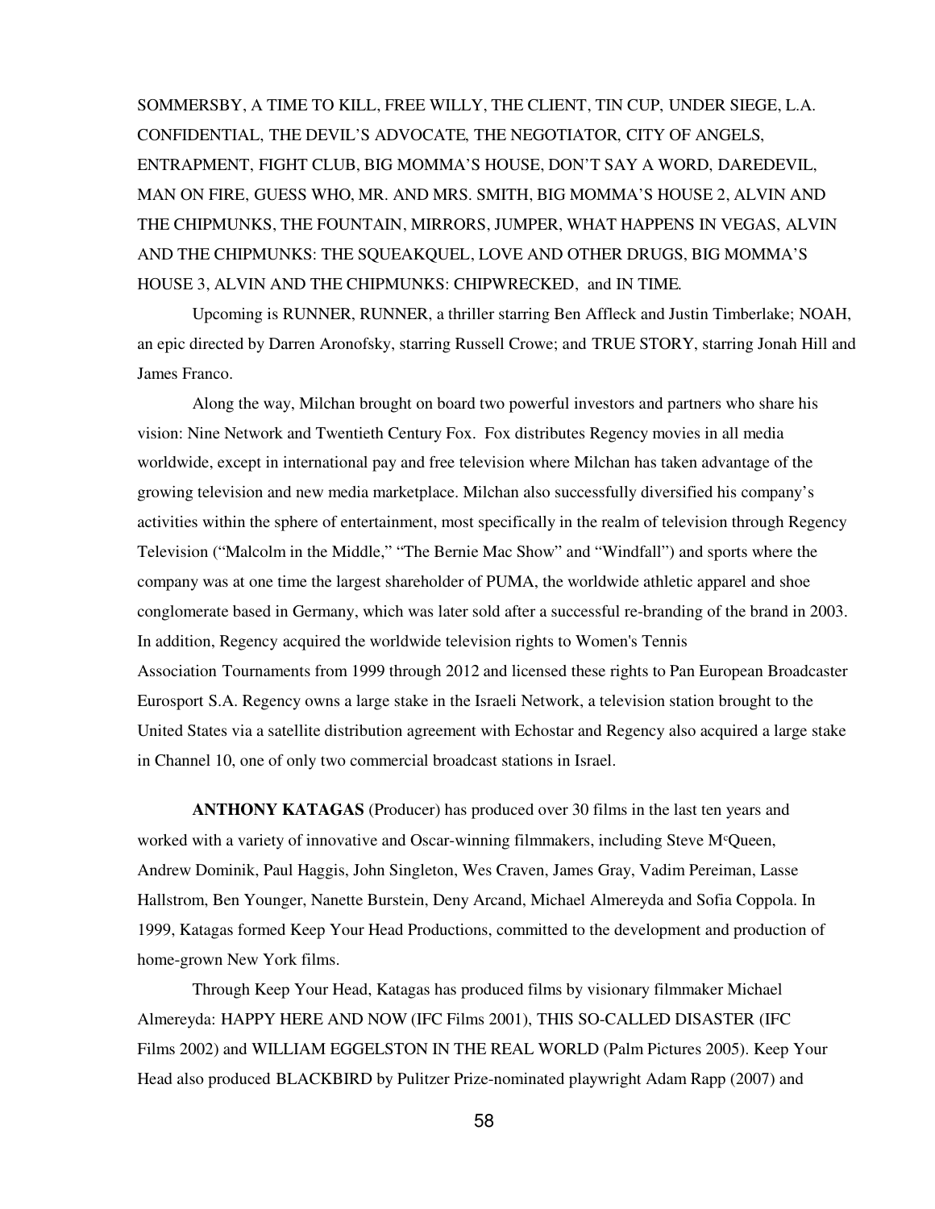SOMMERSBY, A TIME TO KILL, FREE WILLY, THE CLIENT, TIN CUP, UNDER SIEGE, L.A. CONFIDENTIAL, THE DEVIL'S ADVOCATE, THE NEGOTIATOR, CITY OF ANGELS, ENTRAPMENT, FIGHT CLUB, BIG MOMMA'S HOUSE, DON'T SAY A WORD, DAREDEVIL, MAN ON FIRE, GUESS WHO, MR. AND MRS. SMITH, BIG MOMMA'S HOUSE 2, ALVIN AND THE CHIPMUNKS, THE FOUNTAIN, MIRRORS, JUMPER, WHAT HAPPENS IN VEGAS, ALVIN AND THE CHIPMUNKS: THE SQUEAKQUEL, LOVE AND OTHER DRUGS, BIG MOMMA'S HOUSE 3, ALVIN AND THE CHIPMUNKS: CHIPWRECKED, and IN TIME.

Upcoming is RUNNER, RUNNER, a thriller starring Ben Affleck and Justin Timberlake; NOAH, an epic directed by Darren Aronofsky, starring Russell Crowe; and TRUE STORY, starring Jonah Hill and James Franco.

Along the way, Milchan brought on board two powerful investors and partners who share his vision: Nine Network and Twentieth Century Fox. Fox distributes Regency movies in all media worldwide, except in international pay and free television where Milchan has taken advantage of the growing television and new media marketplace. Milchan also successfully diversified his company's activities within the sphere of entertainment, most specifically in the realm of television through Regency Television ("Malcolm in the Middle," "The Bernie Mac Show" and "Windfall") and sports where the company was at one time the largest shareholder of PUMA, the worldwide athletic apparel and shoe conglomerate based in Germany, which was later sold after a successful re-branding of the brand in 2003. In addition, Regency acquired the worldwide television rights to Women's Tennis Association Tournaments from 1999 through 2012 and licensed these rights to Pan European Broadcaster Eurosport S.A. Regency owns a large stake in the Israeli Network, a television station brought to the United States via a satellite distribution agreement with Echostar and Regency also acquired a large stake in Channel 10, one of only two commercial broadcast stations in Israel.

**ANTHONY KATAGAS** (Producer) has produced over 30 films in the last ten years and worked with a variety of innovative and Oscar-winning filmmakers, including Steve McQueen, Andrew Dominik, Paul Haggis, John Singleton, Wes Craven, James Gray, Vadim Pereiman, Lasse Hallstrom, Ben Younger, Nanette Burstein, Deny Arcand, Michael Almereyda and Sofia Coppola. In 1999, Katagas formed Keep Your Head Productions, committed to the development and production of home-grown New York films.

Through Keep Your Head, Katagas has produced films by visionary filmmaker Michael Almereyda: HAPPY HERE AND NOW (IFC Films 2001), THIS SO-CALLED DISASTER (IFC Films 2002) and WILLIAM EGGELSTON IN THE REAL WORLD (Palm Pictures 2005). Keep Your Head also produced BLACKBIRD by Pulitzer Prize-nominated playwright Adam Rapp (2007) and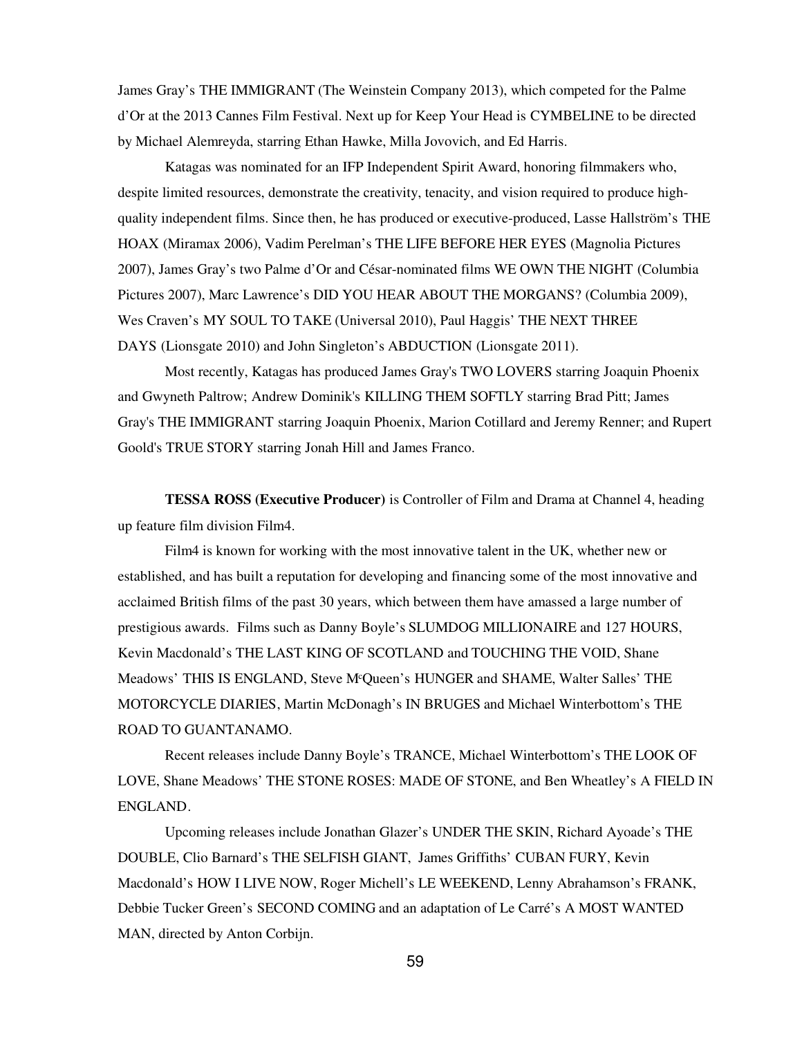James Gray's THE IMMIGRANT (The Weinstein Company 2013), which competed for the Palme d'Or at the 2013 Cannes Film Festival. Next up for Keep Your Head is CYMBELINE to be directed by Michael Alemreyda, starring Ethan Hawke, Milla Jovovich, and Ed Harris.

Katagas was nominated for an IFP Independent Spirit Award, honoring filmmakers who, despite limited resources, demonstrate the creativity, tenacity, and vision required to produce high-quality independent films. Since then, he has produced or executive-produced, Lasse Hallström's THE HOAX (Miramax 2006), Vadim Perelman's THE LIFE BEFORE HER EYES (Magnolia Pictures 2007), James Gray's two Palme d'Or and César-nominated films WE OWN THE NIGHT (Columbia Pictures 2007), Marc Lawrence's DID YOU HEAR ABOUT THE MORGANS? (Columbia 2009), Wes Craven's MY SOUL TO TAKE (Universal 2010), Paul Haggis' THE NEXT THREE DAYS (Lionsgate 2010) and John Singleton's ABDUCTION (Lionsgate 2011).

Most recently, Katagas has produced James Gray's TWO LOVERS starring Joaquin Phoenix and Gwyneth Paltrow; Andrew Dominik's KILLING THEM SOFTLY starring Brad Pitt; James Gray's THE IMMIGRANT starring Joaquin Phoenix, Marion Cotillard and Jeremy Renner; and Rupert Goold's TRUE STORY starring Jonah Hill and James Franco.

**TESSA ROSS (Executive Producer)** is Controller of Film and Drama at Channel 4, heading up feature film division Film4.

Film4 is known for working with the most innovative talent in the UK, whether new or established, and has built a reputation for developing and financing some of the most innovative and acclaimed British films of the past 30 years, which between them have amassed a large number of prestigious awards. Films such as Danny Boyle's SLUMDOG MILLIONAIRE and 127 HOURS, Kevin Macdonald's THE LAST KING OF SCOTLAND and TOUCHING THE VOID, Shane Meadows' THIS IS ENGLAND, Steve McQueen's HUNGER and SHAME, Walter Salles' THE MOTORCYCLE DIARIES, Martin McDonagh's IN BRUGES and Michael Winterbottom's THE ROAD TO GUANTANAMO.

Recent releases include Danny Boyle's TRANCE, Michael Winterbottom's THE LOOK OF LOVE, Shane Meadows' THE STONE ROSES: MADE OF STONE, and Ben Wheatley's A FIELD IN ENGLAND.

Upcoming releases include Jonathan Glazer's UNDER THE SKIN, Richard Ayoade's THE DOUBLE, Clio Barnard's THE SELFISH GIANT, James Griffiths' CUBAN FURY, Kevin Macdonald's HOW I LIVE NOW, Roger Michell's LE WEEKEND, Lenny Abrahamson's FRANK, Debbie Tucker Green's SECOND COMING and an adaptation of Le Carré's A MOST WANTED MAN, directed by Anton Corbijn.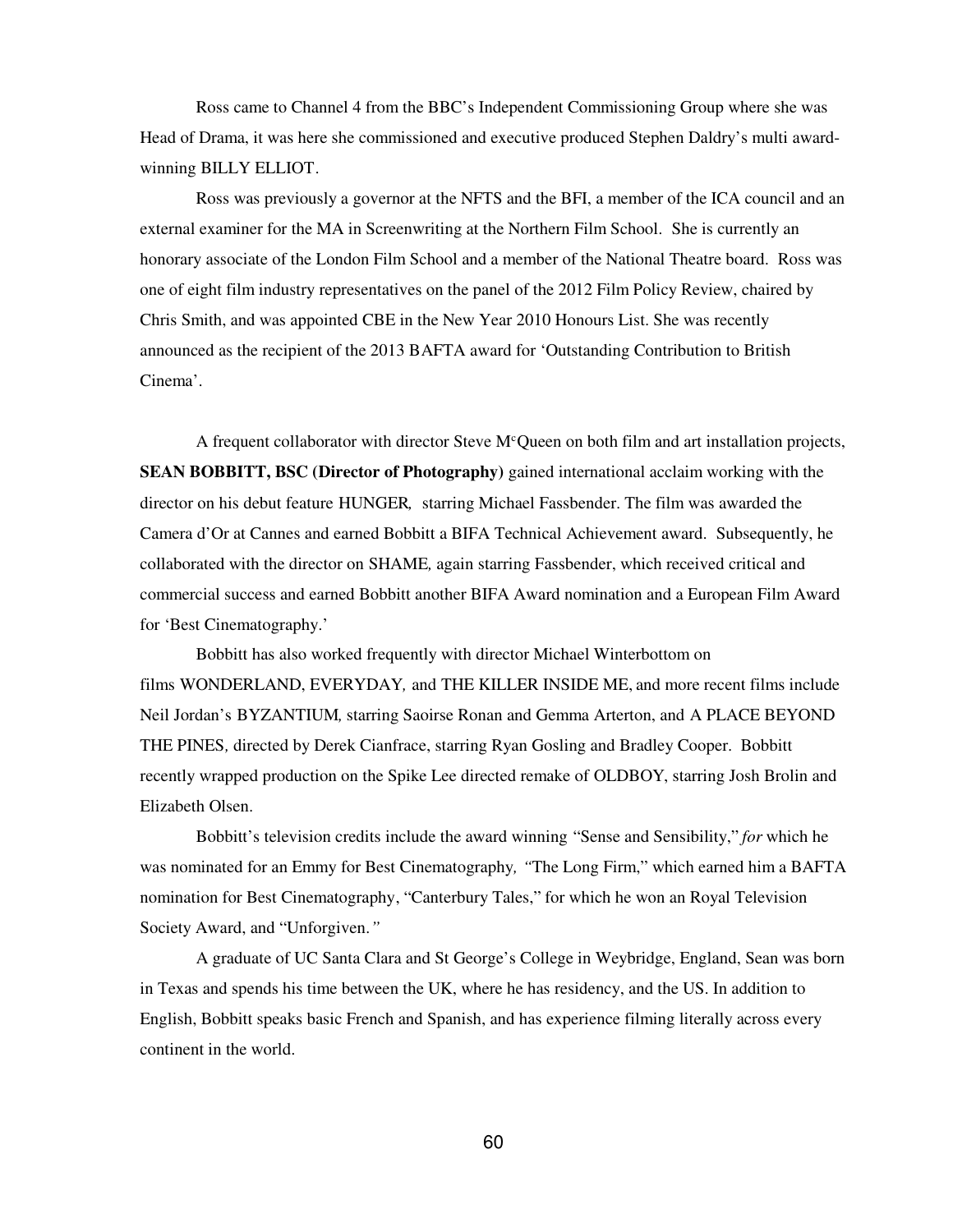Ross came to Channel 4 from the BBC's Independent Commissioning Group where she was Head of Drama, it was here she commissioned and executive produced Stephen Daldry's multi award-winning BILLY ELLIOT.

Ross was previously a governor at the NFTS and the BFI, a member of the ICA council and an external examiner for the MA in Screenwriting at the Northern Film School. She is currently an honorary associate of the London Film School and a member of the National Theatre board. Ross was one of eight film industry representatives on the panel of the 2012 Film Policy Review, chaired by Chris Smith, and was appointed CBE in the New Year 2010 Honours List. She was recently announced as the recipient of the 2013 BAFTA award for 'Outstanding Contribution to British Cinema'.

A frequent collaborator with director Steve McQueen on both film and art installation projects, **SEAN BOBBITT, BSC (Director of Photography)** gained international acclaim working with the director on his debut feature HUNGER*,* starring Michael Fassbender. The film was awarded the Camera d'Or at Cannes and earned Bobbitt a BIFA Technical Achievement award. Subsequently, he collaborated with the director on SHAME*,* again starring Fassbender, which received critical and commercial success and earned Bobbitt another BIFA Award nomination and a European Film Award for 'Best Cinematography.'

Bobbitt has also worked frequently with director Michael Winterbottom on films WONDERLAND, EVERYDAY*,* and THE KILLER INSIDE ME, and more recent films include Neil Jordan's BYZANTIUM*,* starring Saoirse Ronan and Gemma Arterton, and A PLACE BEYOND THE PINES*,* directed by Derek Cianfrace, starring Ryan Gosling and Bradley Cooper. Bobbitt recently wrapped production on the Spike Lee directed remake of OLDBOY, starring Josh Brolin and Elizabeth Olsen.

Bobbitt's television credits include the award winning "Sense and Sensibility," *for* which he was nominated for an Emmy for Best Cinematography*,* "The Long Firm," which earned him a BAFTA nomination for Best Cinematography, "Canterbury Tales," for which he won an Royal Television Society Award, and "Unforgiven.*"*

A graduate of UC Santa Clara and St George's College in Weybridge, England, Sean was born in Texas and spends his time between the UK, where he has residency, and the US. In addition to English, Bobbitt speaks basic French and Spanish, and has experience filming literally across every continent in the world.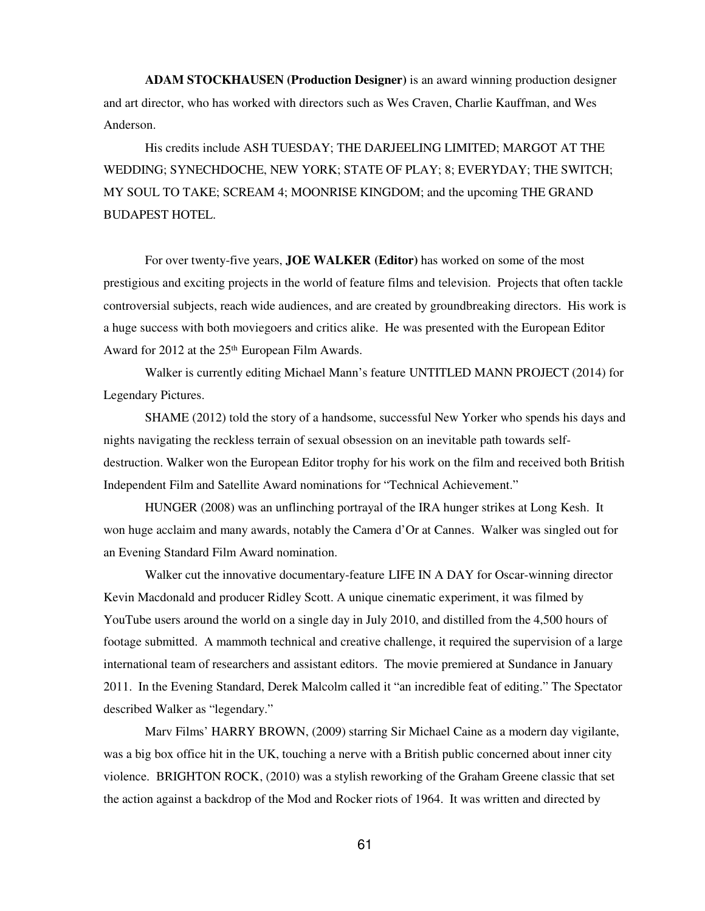**ADAM STOCKHAUSEN (Production Designer)** is an award winning production designer and art director, who has worked with directors such as Wes Craven, Charlie Kauffman, and Wes Anderson.

His credits include ASH TUESDAY; THE DARJEELING LIMITED; MARGOT AT THE WEDDING; SYNECHDOCHE, NEW YORK; STATE OF PLAY; 8; EVERYDAY; THE SWITCH; MY SOUL TO TAKE; SCREAM 4; MOONRISE KINGDOM; and the upcoming THE GRAND BUDAPEST HOTEL.

For over twenty-five years, **JOE WALKER (Editor)** has worked on some of the most prestigious and exciting projects in the world of feature films and television. Projects that often tackle controversial subjects, reach wide audiences, and are created by groundbreaking directors. His work is a huge success with both moviegoers and critics alike. He was presented with the European Editor Award for 2012 at the 25th European Film Awards.

Walker is currently editing Michael Mann's feature UNTITLED MANN PROJECT (2014) for Legendary Pictures.

SHAME (2012) told the story of a handsome, successful New Yorker who spends his days and nights navigating the reckless terrain of sexual obsession on an inevitable path towards self-destruction. Walker won the European Editor trophy for his work on the film and received both British Independent Film and Satellite Award nominations for "Technical Achievement."

HUNGER (2008) was an unflinching portrayal of the IRA hunger strikes at Long Kesh. It won huge acclaim and many awards, notably the Camera d'Or at Cannes. Walker was singled out for an Evening Standard Film Award nomination.

Walker cut the innovative documentary-feature LIFE IN A DAY for Oscar-winning director Kevin Macdonald and producer Ridley Scott. A unique cinematic experiment, it was filmed by YouTube users around the world on a single day in July 2010, and distilled from the 4,500 hours of footage submitted. A mammoth technical and creative challenge, it required the supervision of a large international team of researchers and assistant editors. The movie premiered at Sundance in January 2011. In the Evening Standard, Derek Malcolm called it "an incredible feat of editing." The Spectator described Walker as "legendary."

Marv Films' HARRY BROWN, (2009) starring Sir Michael Caine as a modern day vigilante, was a big box office hit in the UK, touching a nerve with a British public concerned about inner city violence. BRIGHTON ROCK, (2010) was a stylish reworking of the Graham Greene classic that set the action against a backdrop of the Mod and Rocker riots of 1964. It was written and directed by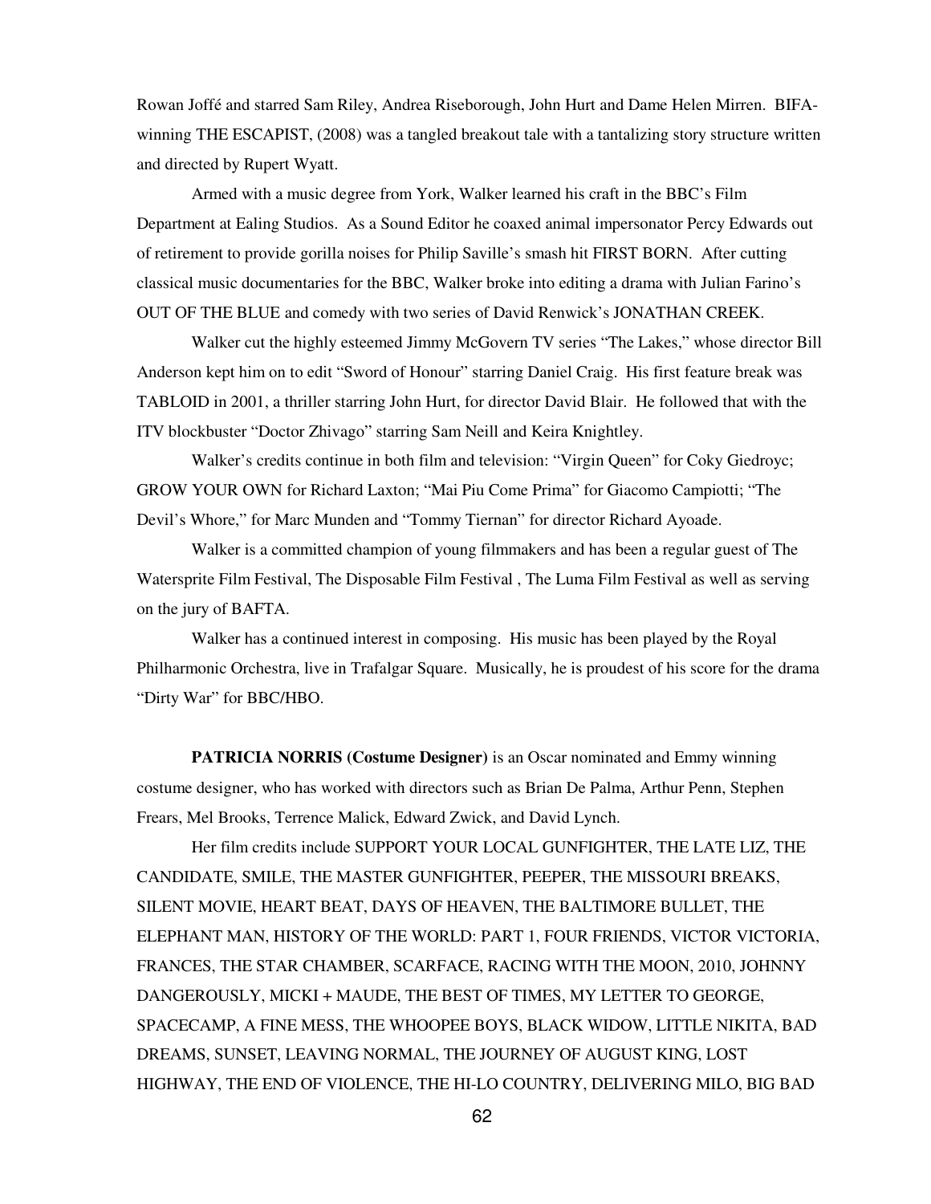Rowan Joffé and starred Sam Riley, Andrea Riseborough, John Hurt and Dame Helen Mirren. BIFA-winning THE ESCAPIST, (2008) was a tangled breakout tale with a tantalizing story structure written and directed by Rupert Wyatt.

Armed with a music degree from York, Walker learned his craft in the BBC's Film Department at Ealing Studios. As a Sound Editor he coaxed animal impersonator Percy Edwards out of retirement to provide gorilla noises for Philip Saville's smash hit FIRST BORN. After cutting classical music documentaries for the BBC, Walker broke into editing a drama with Julian Farino's OUT OF THE BLUE and comedy with two series of David Renwick's JONATHAN CREEK.

Walker cut the highly esteemed Jimmy McGovern TV series "The Lakes," whose director Bill Anderson kept him on to edit "Sword of Honour" starring Daniel Craig. His first feature break was TABLOID in 2001, a thriller starring John Hurt, for director David Blair. He followed that with the ITV blockbuster "Doctor Zhivago" starring Sam Neill and Keira Knightley.

Walker's credits continue in both film and television: "Virgin Queen" for Coky Giedroyc; GROW YOUR OWN for Richard Laxton; "Mai Piu Come Prima" for Giacomo Campiotti; "The Devil's Whore," for Marc Munden and "Tommy Tiernan" for director Richard Ayoade.

Walker is a committed champion of young filmmakers and has been a regular guest of The Watersprite Film Festival, The Disposable Film Festival , The Luma Film Festival as well as serving on the jury of BAFTA.

Walker has a continued interest in composing. His music has been played by the Royal Philharmonic Orchestra, live in Trafalgar Square. Musically, he is proudest of his score for the drama "Dirty War" for BBC/HBO.

**PATRICIA NORRIS (Costume Designer)** is an Oscar nominated and Emmy winning costume designer, who has worked with directors such as Brian De Palma, Arthur Penn, Stephen Frears, Mel Brooks, Terrence Malick, Edward Zwick, and David Lynch.

Her film credits include SUPPORT YOUR LOCAL GUNFIGHTER, THE LATE LIZ, THE CANDIDATE, SMILE, THE MASTER GUNFIGHTER, PEEPER, THE MISSOURI BREAKS, SILENT MOVIE, HEART BEAT, DAYS OF HEAVEN, THE BALTIMORE BULLET, THE ELEPHANT MAN, HISTORY OF THE WORLD: PART 1, FOUR FRIENDS, VICTOR VICTORIA, FRANCES, THE STAR CHAMBER, SCARFACE, RACING WITH THE MOON, 2010, JOHNNY DANGEROUSLY, MICKI + MAUDE, THE BEST OF TIMES, MY LETTER TO GEORGE, SPACECAMP, A FINE MESS, THE WHOOPEE BOYS, BLACK WIDOW, LITTLE NIKITA, BAD DREAMS, SUNSET, LEAVING NORMAL, THE JOURNEY OF AUGUST KING, LOST HIGHWAY, THE END OF VIOLENCE, THE HI-LO COUNTRY, DELIVERING MILO, BIG BAD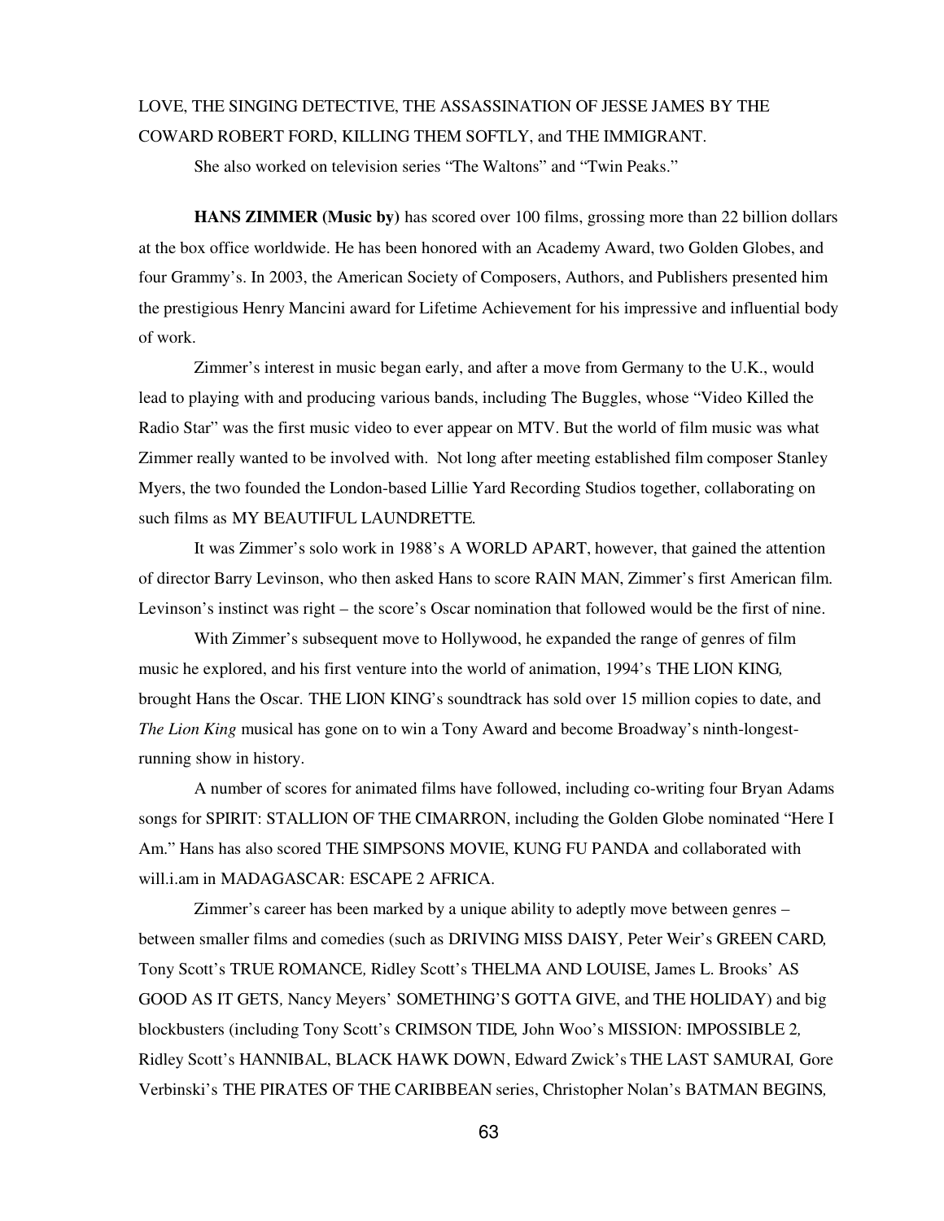LOVE, THE SINGING DETECTIVE, THE ASSASSINATION OF JESSE JAMES BY THE COWARD ROBERT FORD, KILLING THEM SOFTLY, and THE IMMIGRANT.

She also worked on television series "The Waltons" and "Twin Peaks."

**HANS ZIMMER (Music by)** has scored over 100 films, grossing more than 22 billion dollars at the box office worldwide. He has been honored with an Academy Award, two Golden Globes, and four Grammy's. In 2003, the American Society of Composers, Authors, and Publishers presented him the prestigious Henry Mancini award for Lifetime Achievement for his impressive and influential body of work.

Zimmer's interest in music began early, and after a move from Germany to the U.K., would lead to playing with and producing various bands, including The Buggles, whose "Video Killed the Radio Star" was the first music video to ever appear on MTV. But the world of film music was what Zimmer really wanted to be involved with. Not long after meeting established film composer Stanley Myers, the two founded the London-based Lillie Yard Recording Studios together, collaborating on such films as MY BEAUTIFUL LAUNDRETTE.

It was Zimmer's solo work in 1988's A WORLD APART, however, that gained the attention of director Barry Levinson, who then asked Hans to score RAIN MAN, Zimmer's first American film. Levinson's instinct was right – the score's Oscar nomination that followed would be the first of nine.

With Zimmer's subsequent move to Hollywood, he expanded the range of genres of film music he explored, and his first venture into the world of animation, 1994's THE LION KING, brought Hans the Oscar. THE LION KING's soundtrack has sold over 15 million copies to date, and *The Lion King* musical has gone on to win a Tony Award and become Broadway's ninth-longest-running show in history.

A number of scores for animated films have followed, including co-writing four Bryan Adams songs for SPIRIT: STALLION OF THE CIMARRON, including the Golden Globe nominated "Here I Am." Hans has also scored THE SIMPSONS MOVIE, KUNG FU PANDA and collaborated with will.i.am in MADAGASCAR: ESCAPE 2 AFRICA.

Zimmer's career has been marked by a unique ability to adeptly move between genres – between smaller films and comedies (such as DRIVING MISS DAISY, Peter Weir's GREEN CARD, Tony Scott's TRUE ROMANCE, Ridley Scott's THELMA AND LOUISE, James L. Brooks' AS GOOD AS IT GETS, Nancy Meyers' SOMETHING'S GOTTA GIVE, and THE HOLIDAY) and big blockbusters (including Tony Scott's CRIMSON TIDE, John Woo's MISSION: IMPOSSIBLE 2, Ridley Scott's HANNIBAL, BLACK HAWK DOWN, Edward Zwick's THE LAST SAMURAI, Gore Verbinski's THE PIRATES OF THE CARIBBEAN series, Christopher Nolan's BATMAN BEGINS,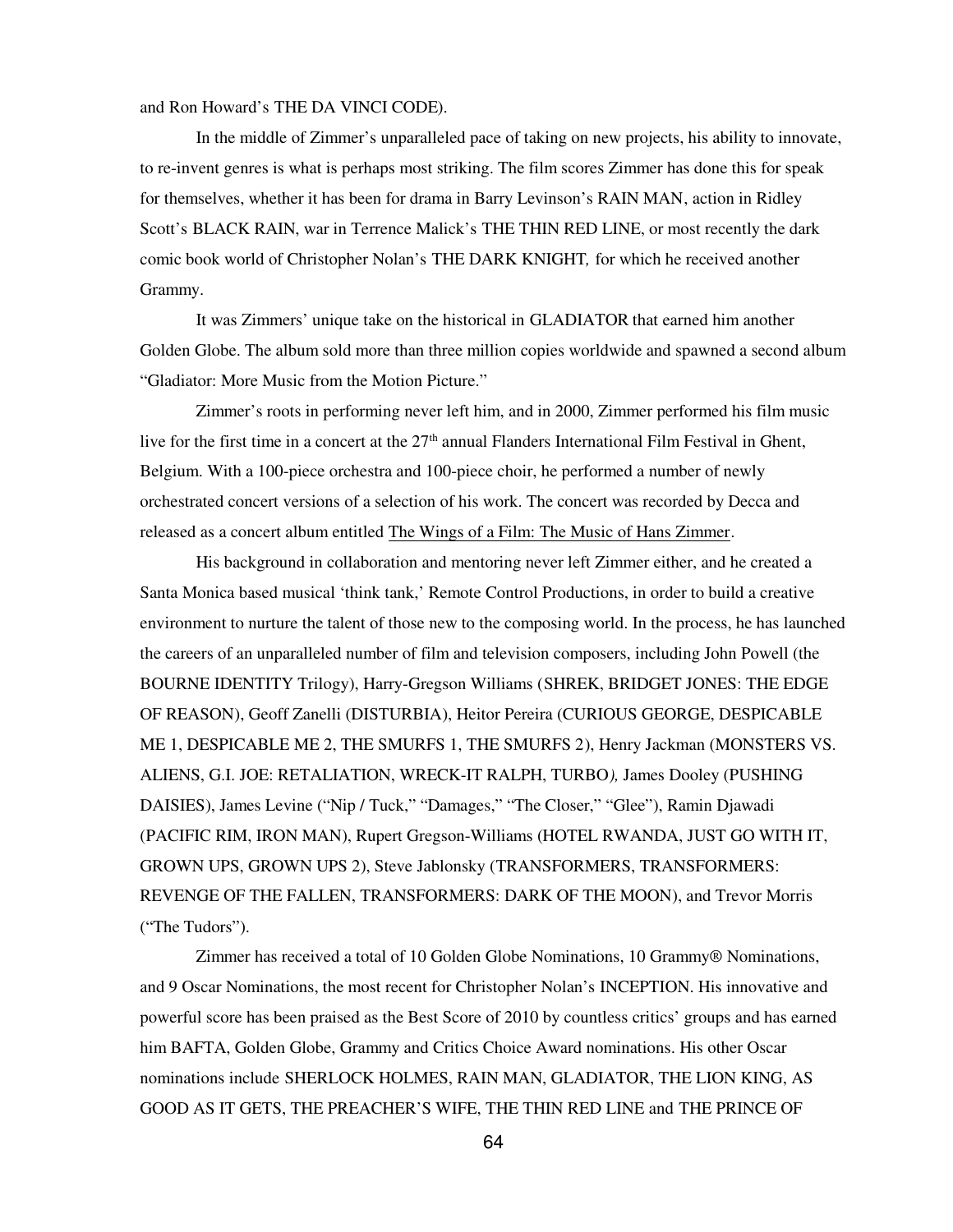and Ron Howard's THE DA VINCI CODE).

In the middle of Zimmer's unparalleled pace of taking on new projects, his ability to innovate, to re-invent genres is what is perhaps most striking. The film scores Zimmer has done this for speak for themselves, whether it has been for drama in Barry Levinson's RAIN MAN, action in Ridley Scott's BLACK RAIN, war in Terrence Malick's THE THIN RED LINE, or most recently the dark comic book world of Christopher Nolan's THE DARK KNIGHT*,* for which he received another Grammy.

It was Zimmers' unique take on the historical in GLADIATOR that earned him another Golden Globe. The album sold more than three million copies worldwide and spawned a second album "Gladiator: More Music from the Motion Picture."

Zimmer's roots in performing never left him, and in 2000, Zimmer performed his film music live for the first time in a concert at the 27th annual Flanders International Film Festival in Ghent, Belgium. With a 100-piece orchestra and 100-piece choir, he performed a number of newly orchestrated concert versions of a selection of his work. The concert was recorded by Decca and released as a concert album entitled The Wings of a Film: The Music of Hans Zimmer.

His background in collaboration and mentoring never left Zimmer either, and he created a Santa Monica based musical 'think tank,' Remote Control Productions, in order to build a creative environment to nurture the talent of those new to the composing world. In the process, he has launched the careers of an unparalleled number of film and television composers, including John Powell (the BOURNE IDENTITY Trilogy), Harry-Gregson Williams (SHREK, BRIDGET JONES: THE EDGE OF REASON), Geoff Zanelli (DISTURBIA), Heitor Pereira (CURIOUS GEORGE, DESPICABLE ME 1, DESPICABLE ME 2, THE SMURFS 1, THE SMURFS 2), Henry Jackman (MONSTERS VS. ALIENS, G.I. JOE: RETALIATION, WRECK-IT RALPH, TURBO*),* James Dooley (PUSHING DAISIES), James Levine ("Nip / Tuck," "Damages," "The Closer," "Glee"), Ramin Djawadi (PACIFIC RIM, IRON MAN), Rupert Gregson-Williams (HOTEL RWANDA, JUST GO WITH IT, GROWN UPS, GROWN UPS 2), Steve Jablonsky (TRANSFORMERS, TRANSFORMERS: REVENGE OF THE FALLEN, TRANSFORMERS: DARK OF THE MOON), and Trevor Morris ("The Tudors").

Zimmer has received a total of 10 Golden Globe Nominations, 10 Grammy® Nominations, and 9 Oscar Nominations, the most recent for Christopher Nolan's INCEPTION. His innovative and powerful score has been praised as the Best Score of 2010 by countless critics' groups and has earned him BAFTA, Golden Globe, Grammy and Critics Choice Award nominations. His other Oscar nominations include SHERLOCK HOLMES, RAIN MAN, GLADIATOR, THE LION KING, AS GOOD AS IT GETS, THE PREACHER'S WIFE, THE THIN RED LINE and THE PRINCE OF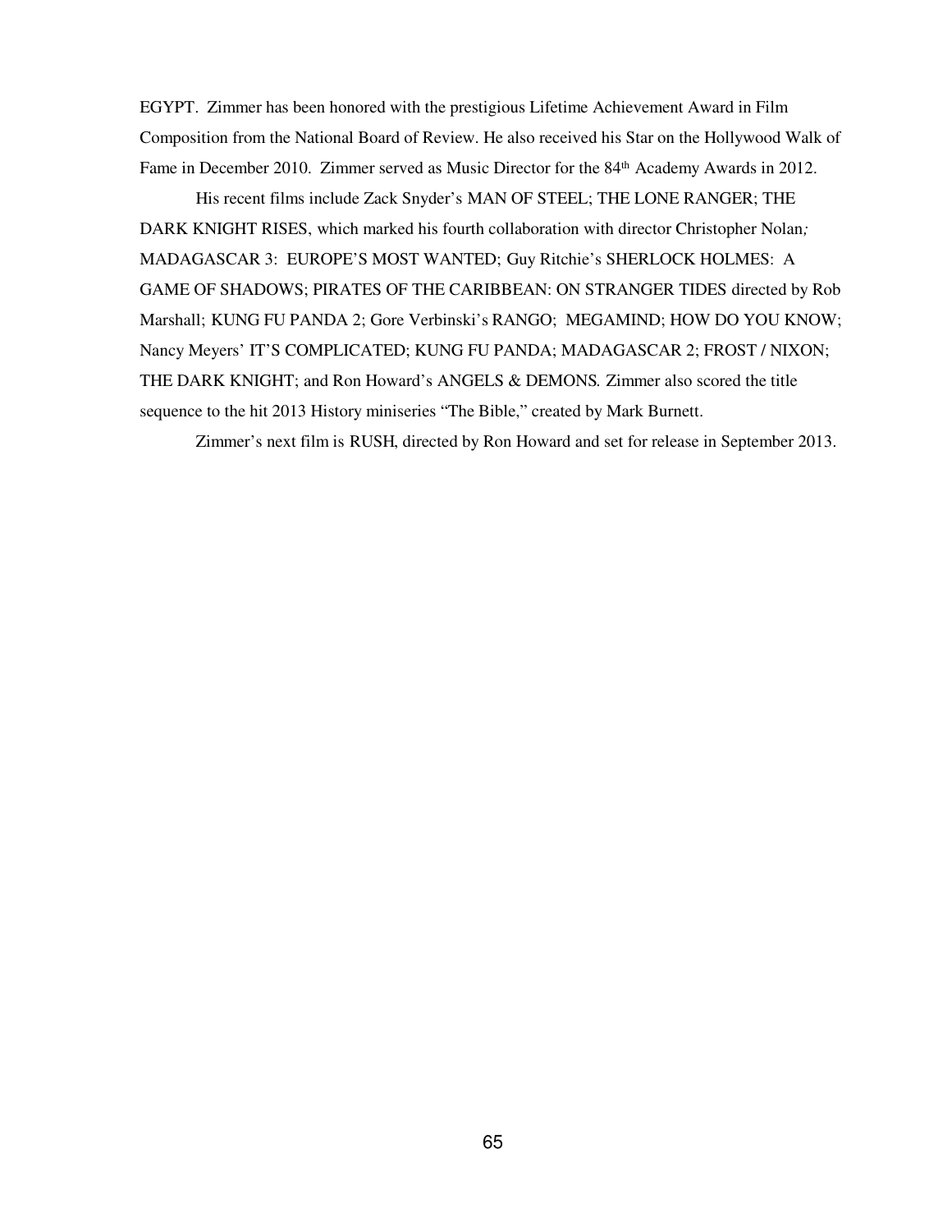EGYPT. Zimmer has been honored with the prestigious Lifetime Achievement Award in Film Composition from the National Board of Review. He also received his Star on the Hollywood Walk of Fame in December 2010. Zimmer served as Music Director for the 84th Academy Awards in 2012.

His recent films include Zack Snyder's MAN OF STEEL; THE LONE RANGER; THE DARK KNIGHT RISES, which marked his fourth collaboration with director Christopher Nolan*;* MADAGASCAR 3: EUROPE'S MOST WANTED; Guy Ritchie's SHERLOCK HOLMES: A GAME OF SHADOWS; PIRATES OF THE CARIBBEAN: ON STRANGER TIDES directed by Rob Marshall; KUNG FU PANDA 2; Gore Verbinski's RANGO; MEGAMIND; HOW DO YOU KNOW; Nancy Meyers' IT'S COMPLICATED; KUNG FU PANDA; MADAGASCAR 2; FROST / NIXON; THE DARK KNIGHT; and Ron Howard's ANGELS & DEMONS*.* Zimmer also scored the title sequence to the hit 2013 History miniseries "The Bible," created by Mark Burnett.

Zimmer's next film is RUSH, directed by Ron Howard and set for release in September 2013.